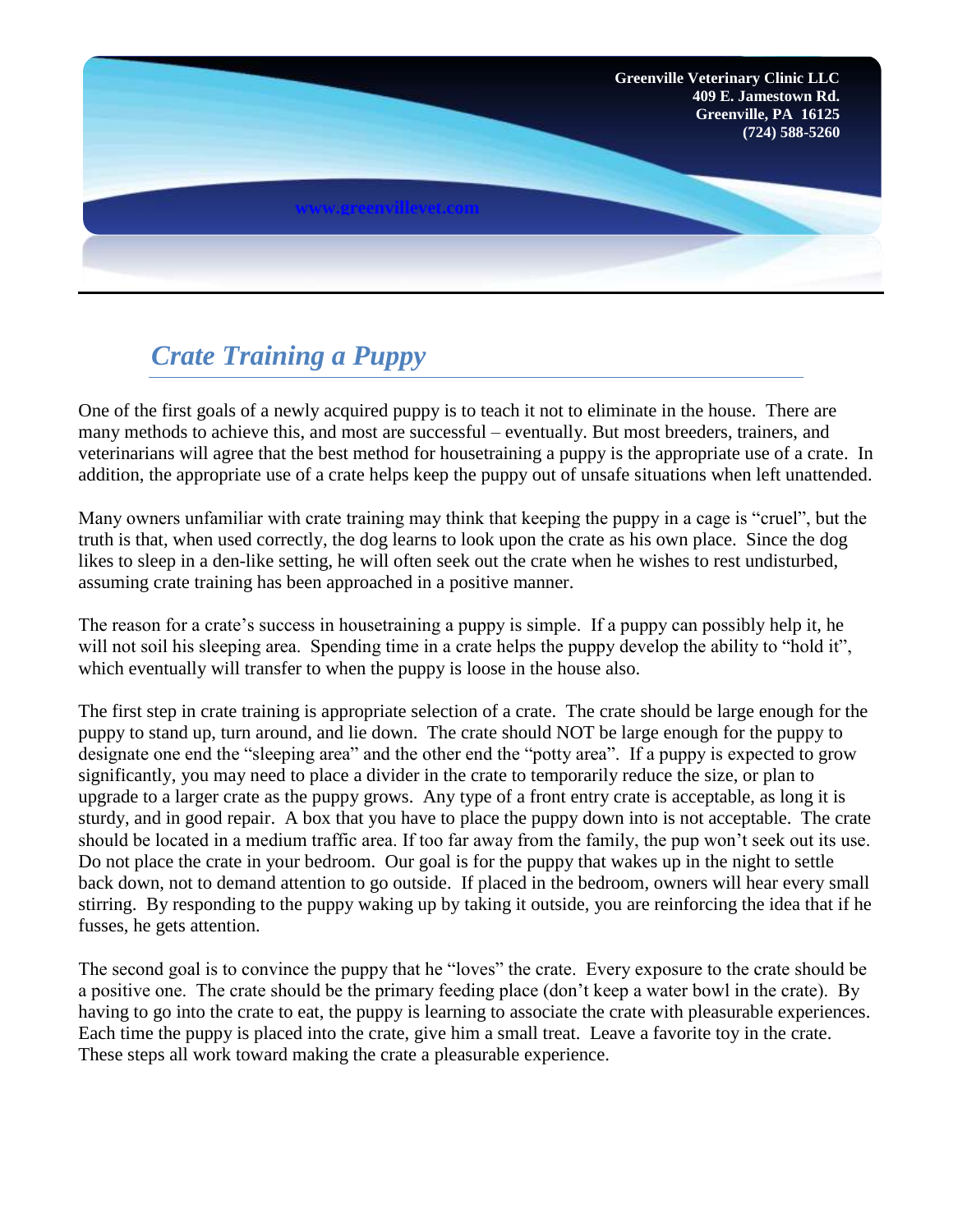**Greenville Veterinary Clinic LLC**
**409 E. Jamestown Rd.**
**Greenville, PA 16125**
**(724) 588-5260**

**www.greenvillevet.com**

# *Crate Training a Puppy*

One of the first goals of a newly acquired puppy is to teach it not to eliminate in the house. There are many methods to achieve this, and most are successful – eventually. But most breeders, trainers, and veterinarians will agree that the best method for housetraining a puppy is the appropriate use of a crate. In addition, the appropriate use of a crate helps keep the puppy out of unsafe situations when left unattended.

Many owners unfamiliar with crate training may think that keeping the puppy in a cage is "cruel", but the truth is that, when used correctly, the dog learns to look upon the crate as his own place. Since the dog likes to sleep in a den-like setting, he will often seek out the crate when he wishes to rest undisturbed, assuming crate training has been approached in a positive manner.

The reason for a crate's success in housetraining a puppy is simple. If a puppy can possibly help it, he will not soil his sleeping area. Spending time in a crate helps the puppy develop the ability to "hold it", which eventually will transfer to when the puppy is loose in the house also.

The first step in crate training is appropriate selection of a crate. The crate should be large enough for the puppy to stand up, turn around, and lie down. The crate should NOT be large enough for the puppy to designate one end the "sleeping area" and the other end the "potty area". If a puppy is expected to grow significantly, you may need to place a divider in the crate to temporarily reduce the size, or plan to upgrade to a larger crate as the puppy grows. Any type of a front entry crate is acceptable, as long it is sturdy, and in good repair. A box that you have to place the puppy down into is not acceptable. The crate should be located in a medium traffic area. If too far away from the family, the pup won't seek out its use. Do not place the crate in your bedroom. Our goal is for the puppy that wakes up in the night to settle back down, not to demand attention to go outside. If placed in the bedroom, owners will hear every small stirring. By responding to the puppy waking up by taking it outside, you are reinforcing the idea that if he fusses, he gets attention.

The second goal is to convince the puppy that he "loves" the crate. Every exposure to the crate should be a positive one. The crate should be the primary feeding place (don't keep a water bowl in the crate). By having to go into the crate to eat, the puppy is learning to associate the crate with pleasurable experiences. Each time the puppy is placed into the crate, give him a small treat. Leave a favorite toy in the crate. These steps all work toward making the crate a pleasurable experience.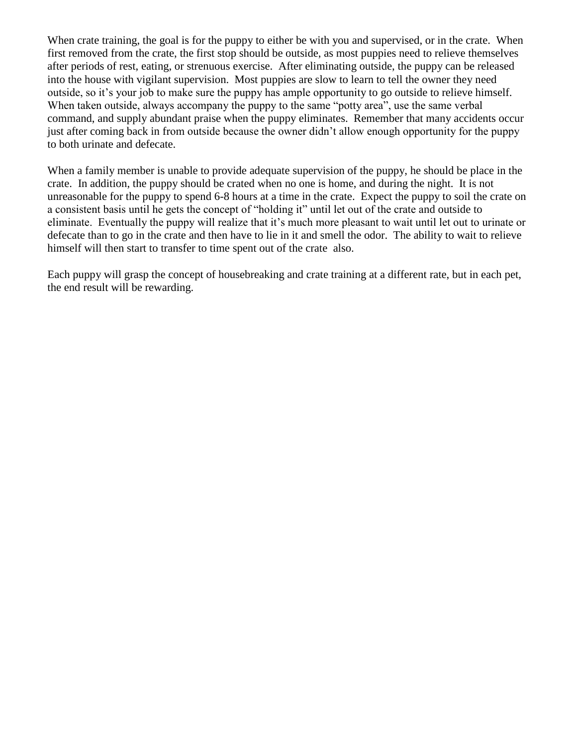When crate training, the goal is for the puppy to either be with you and supervised, or in the crate. When first removed from the crate, the first stop should be outside, as most puppies need to relieve themselves after periods of rest, eating, or strenuous exercise. After eliminating outside, the puppy can be released into the house with vigilant supervision. Most puppies are slow to learn to tell the owner they need outside, so it's your job to make sure the puppy has ample opportunity to go outside to relieve himself. When taken outside, always accompany the puppy to the same "potty area", use the same verbal command, and supply abundant praise when the puppy eliminates. Remember that many accidents occur just after coming back in from outside because the owner didn't allow enough opportunity for the puppy to both urinate and defecate.

When a family member is unable to provide adequate supervision of the puppy, he should be place in the crate. In addition, the puppy should be crated when no one is home, and during the night. It is not unreasonable for the puppy to spend 6-8 hours at a time in the crate. Expect the puppy to soil the crate on a consistent basis until he gets the concept of "holding it" until let out of the crate and outside to eliminate. Eventually the puppy will realize that it's much more pleasant to wait until let out to urinate or defecate than to go in the crate and then have to lie in it and smell the odor. The ability to wait to relieve himself will then start to transfer to time spent out of the crate also.

Each puppy will grasp the concept of housebreaking and crate training at a different rate, but in each pet, the end result will be rewarding.